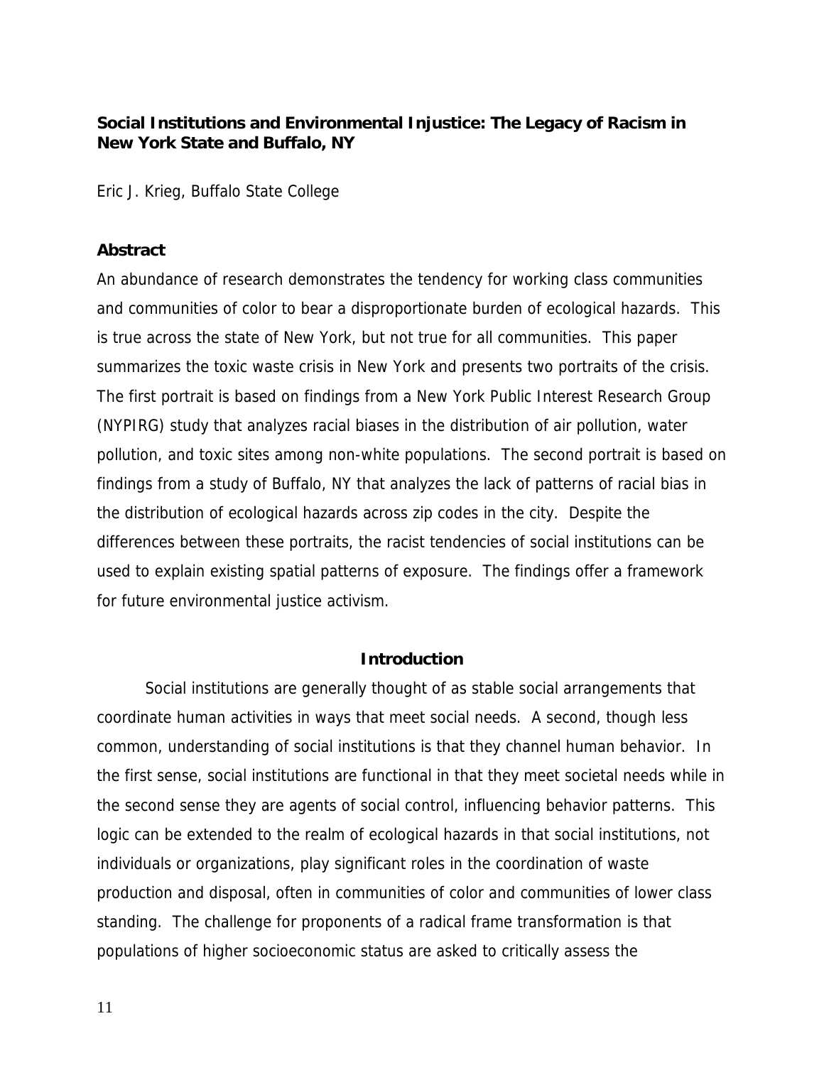# Social Institutions and Environmental Injustice: The Legacy of Racism in New York State and Buffalo, NY

Eric J. Krieg, Buffalo State College

## Abstract

An abundance of research demonstrates the tendency for working class communities and communities of color to bear a disproportionate burden of ecological hazards. This is true across the state of New York, but not true for all communities. This paper summarizes the toxic waste crisis in New York and presents two portraits of the crisis. The first portrait is based on findings from a New York Public Interest Research Group (NYPIRG) study that analyzes racial biases in the distribution of air pollution, water pollution, and toxic sites among non-white populations. The second portrait is based on findings from a study of Buffalo, NY that analyzes the lack of patterns of racial bias in the distribution of ecological hazards across zip codes in the city. Despite the differences between these portraits, the racist tendencies of social institutions can be used to explain existing spatial patterns of exposure. The findings offer a framework for future environmental justice activism.

## Introduction

Social institutions are generally thought of as stable social arrangements that coordinate human activities in ways that meet social needs. A second, though less common, understanding of social institutions is that they channel human behavior. In the first sense, social institutions are functional in that they meet societal needs while in the second sense they are agents of social control, influencing behavior patterns. This logic can be extended to the realm of ecological hazards in that social institutions, not individuals or organizations, play significant roles in the coordination of waste production and disposal, often in communities of color and communities of lower class standing. The challenge for proponents of a radical frame transformation is that populations of higher socioeconomic status are asked to critically assess the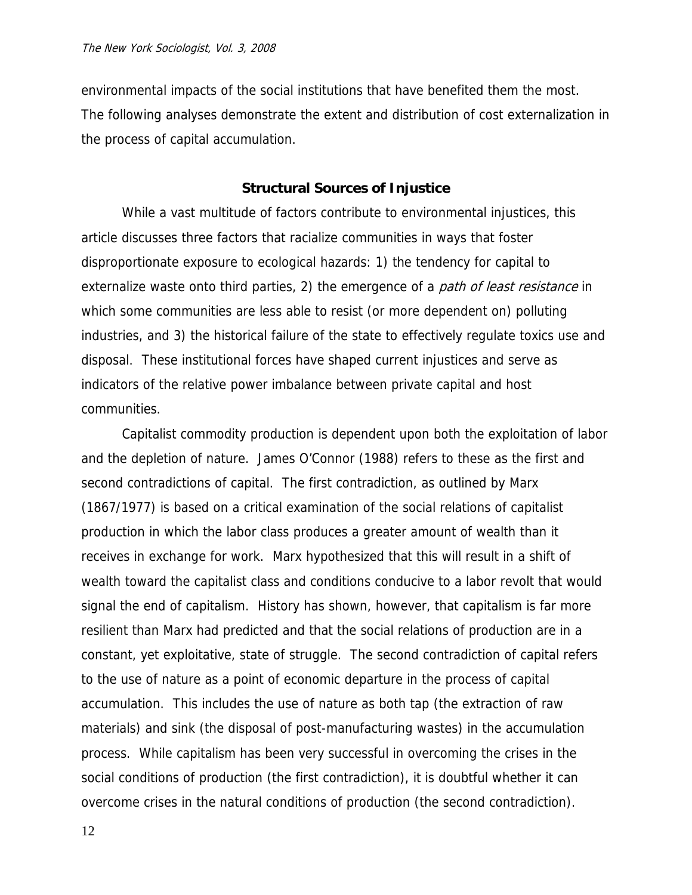environmental impacts of the social institutions that have benefited them the most. The following analyses demonstrate the extent and distribution of cost externalization in the process of capital accumulation.

## Structural Sources of Injustice

While a vast multitude of factors contribute to environmental injustices, this article discusses three factors that racialize communities in ways that foster disproportionate exposure to ecological hazards: 1) the tendency for capital to externalize waste onto third parties, 2) the emergence of a *path of least resistance* in which some communities are less able to resist (or more dependent on) polluting industries, and 3) the historical failure of the state to effectively regulate toxics use and disposal. These institutional forces have shaped current injustices and serve as indicators of the relative power imbalance between private capital and host communities.

Capitalist commodity production is dependent upon both the exploitation of labor and the depletion of nature. James O'Connor (1988) refers to these as the first and second contradictions of capital. The first contradiction, as outlined by Marx (1867/1977) is based on a critical examination of the social relations of capitalist production in which the labor class produces a greater amount of wealth than it receives in exchange for work. Marx hypothesized that this will result in a shift of wealth toward the capitalist class and conditions conducive to a labor revolt that would signal the end of capitalism. History has shown, however, that capitalism is far more resilient than Marx had predicted and that the social relations of production are in a constant, yet exploitative, state of struggle. The second contradiction of capital refers to the use of nature as a point of economic departure in the process of capital accumulation. This includes the use of nature as both tap (the extraction of raw materials) and sink (the disposal of post-manufacturing wastes) in the accumulation process. While capitalism has been very successful in overcoming the crises in the social conditions of production (the first contradiction), it is doubtful whether it can overcome crises in the natural conditions of production (the second contradiction).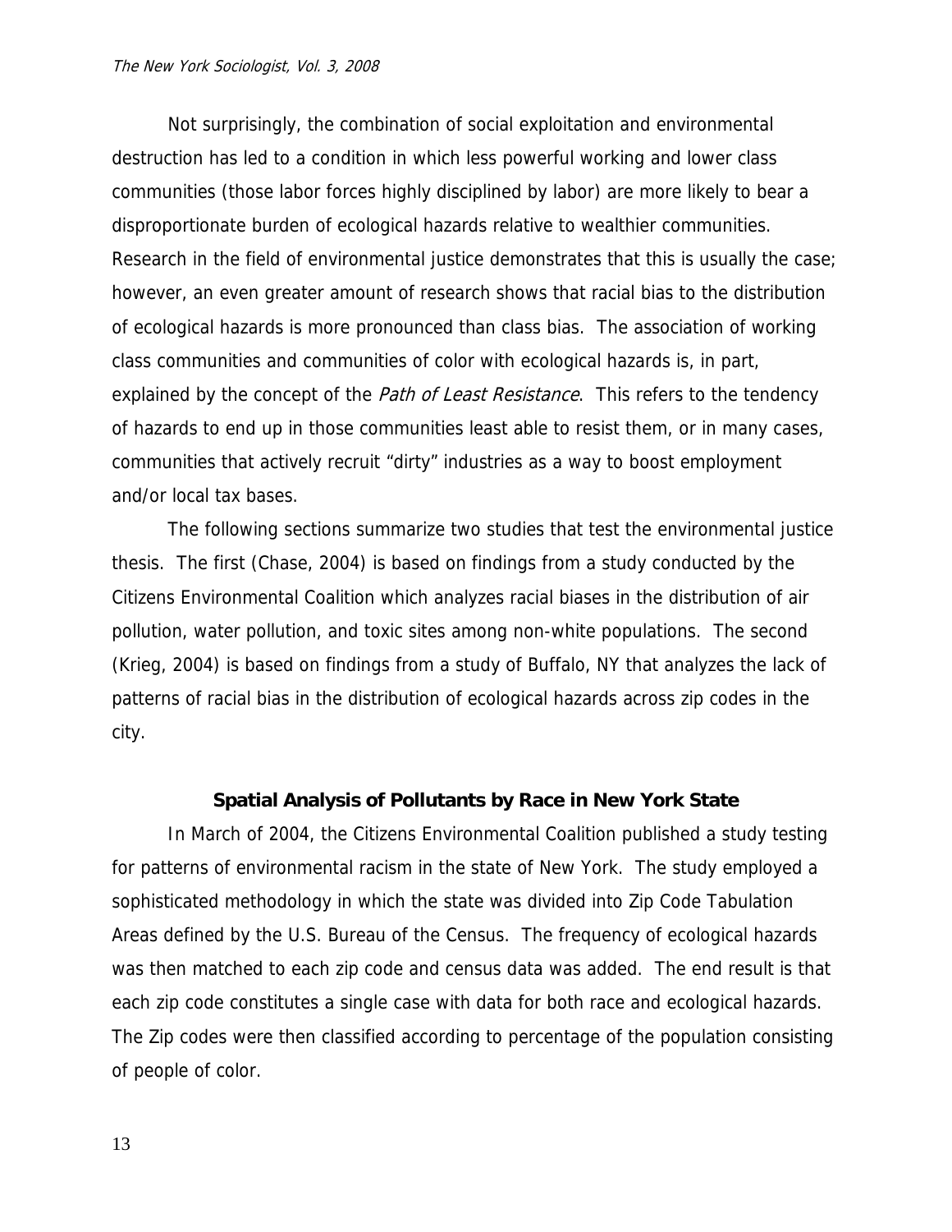Not surprisingly, the combination of social exploitation and environmental destruction has led to a condition in which less powerful working and lower class communities (those labor forces highly disciplined by labor) are more likely to bear a disproportionate burden of ecological hazards relative to wealthier communities. Research in the field of environmental justice demonstrates that this is usually the case; however, an even greater amount of research shows that racial bias to the distribution of ecological hazards is more pronounced than class bias. The association of working class communities and communities of color with ecological hazards is, in part, explained by the concept of the *Path of Least Resistance*. This refers to the tendency of hazards to end up in those communities least able to resist them, or in many cases, communities that actively recruit "dirty" industries as a way to boost employment and/or local tax bases.

The following sections summarize two studies that test the environmental justice thesis. The first (Chase, 2004) is based on findings from a study conducted by the Citizens Environmental Coalition which analyzes racial biases in the distribution of air pollution, water pollution, and toxic sites among non-white populations. The second (Krieg, 2004) is based on findings from a study of Buffalo, NY that analyzes the lack of patterns of racial bias in the distribution of ecological hazards across zip codes in the city.

## Spatial Analysis of Pollutants by Race in New York State

In March of 2004, the Citizens Environmental Coalition published a study testing for patterns of environmental racism in the state of New York. The study employed a sophisticated methodology in which the state was divided into Zip Code Tabulation Areas defined by the U.S. Bureau of the Census. The frequency of ecological hazards was then matched to each zip code and census data was added. The end result is that each zip code constitutes a single case with data for both race and ecological hazards. The Zip codes were then classified according to percentage of the population consisting of people of color.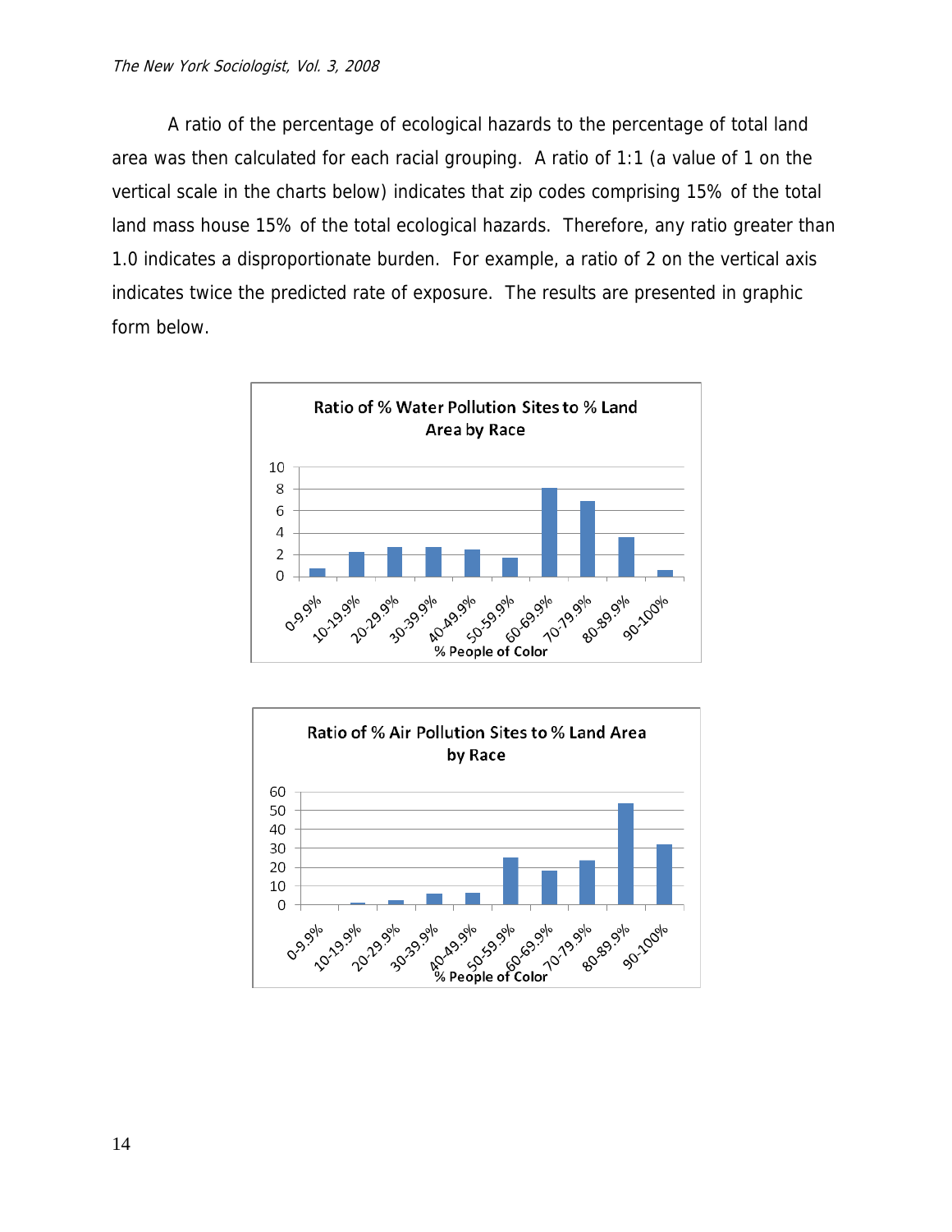A ratio of the percentage of ecological hazards to the percentage of total land area was then calculated for each racial grouping. A ratio of 1:1 (a value of 1 on the vertical scale in the charts below) indicates that zip codes comprising 15% of the total land mass house 15% of the total ecological hazards. Therefore, any ratio greater than 1.0 indicates a disproportionate burden. For example, a ratio of 2 on the vertical axis indicates twice the predicted rate of exposure. The results are presented in graphic form below.

**Ratio of % Water Pollution Sites to % Land Area by Race**

**Ratio of % Air Pollution Sites to % Land Area by Race**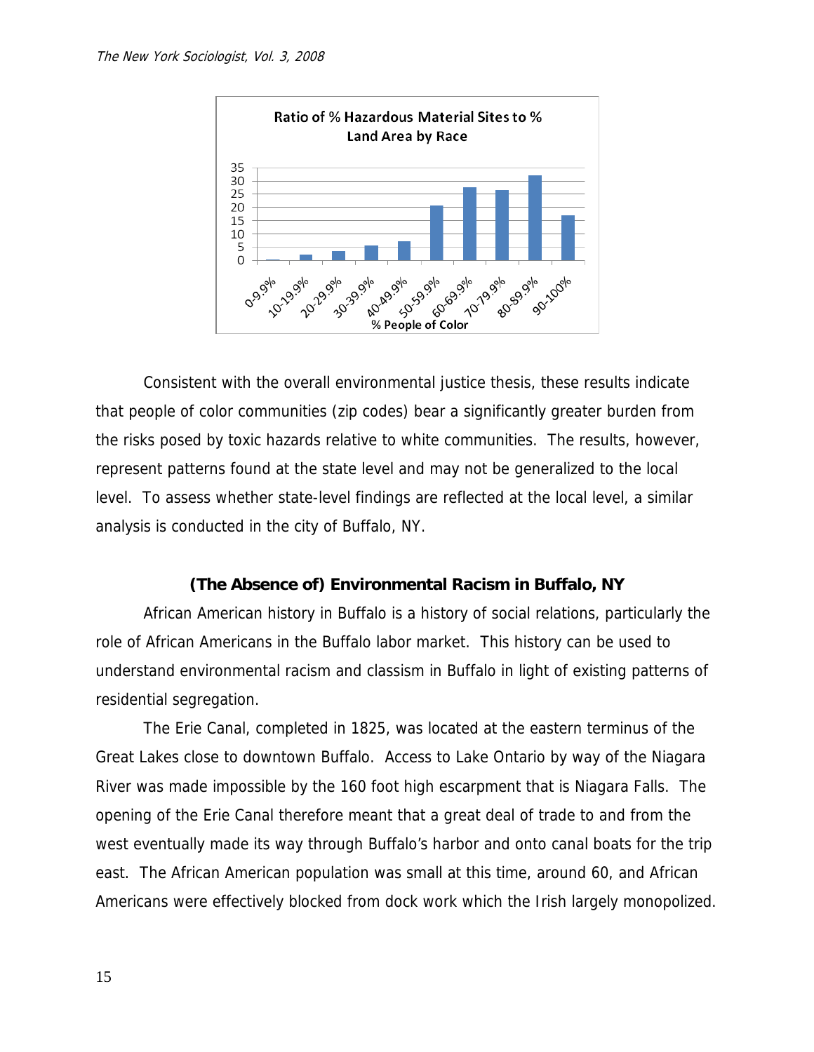**Ratio of % Hazardous Material Sites to % Land Area by Race**

| % People of Color | Ratio |
|---|---|
| 0-9.9% | ~0.3 |
| 10-19.9% | ~2 |
| 20-29.9% | ~3.5 |
| 30-39.9% | ~5.5 |
| 40-49.9% | ~7 |
| 50-59.9% | ~20.5 |
| 60-69.9% | ~27.5 |
| 70-79.9% | ~26.5 |
| 80-89.9% | ~32 |
| 90-100% | ~17 |

Consistent with the overall environmental justice thesis, these results indicate that people of color communities (zip codes) bear a significantly greater burden from the risks posed by toxic hazards relative to white communities. The results, however, represent patterns found at the state level and may not be generalized to the local level. To assess whether state-level findings are reflected at the local level, a similar analysis is conducted in the city of Buffalo, NY.

## (The Absence of) Environmental Racism in Buffalo, NY

African American history in Buffalo is a history of social relations, particularly the role of African Americans in the Buffalo labor market. This history can be used to understand environmental racism and classism in Buffalo in light of existing patterns of residential segregation.

The Erie Canal, completed in 1825, was located at the eastern terminus of the Great Lakes close to downtown Buffalo. Access to Lake Ontario by way of the Niagara River was made impossible by the 160 foot high escarpment that is Niagara Falls. The opening of the Erie Canal therefore meant that a great deal of trade to and from the west eventually made its way through Buffalo's harbor and onto canal boats for the trip east. The African American population was small at this time, around 60, and African Americans were effectively blocked from dock work which the Irish largely monopolized.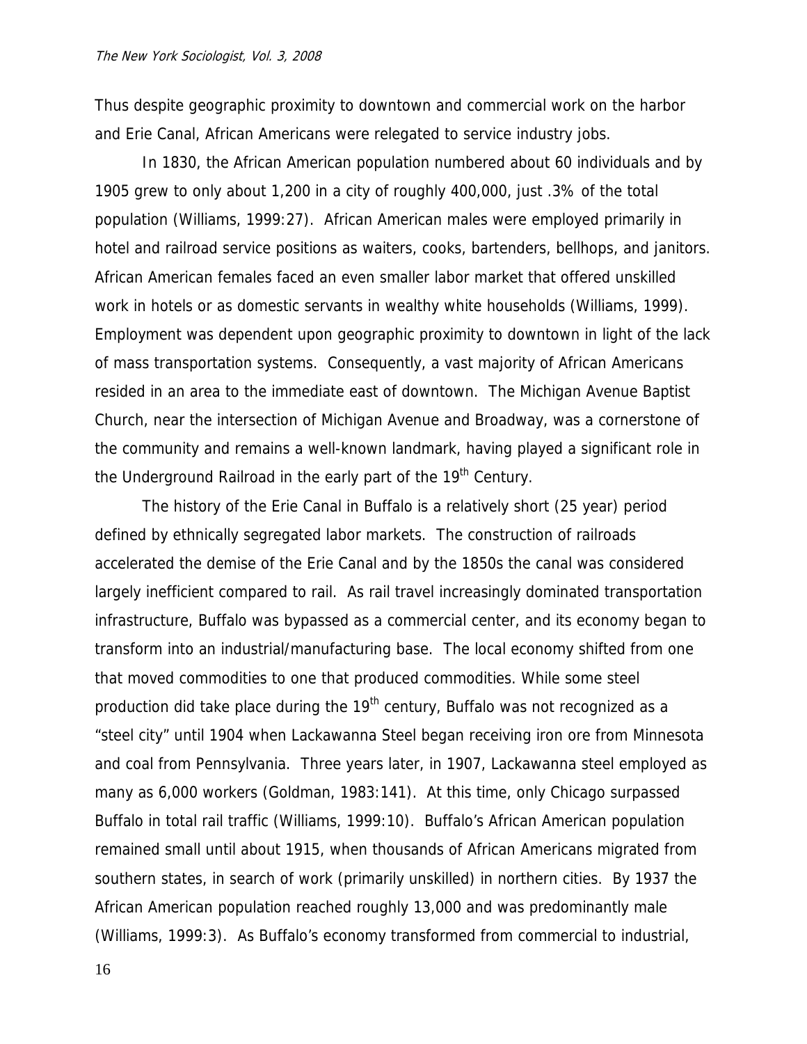Thus despite geographic proximity to downtown and commercial work on the harbor and Erie Canal, African Americans were relegated to service industry jobs.

In 1830, the African American population numbered about 60 individuals and by 1905 grew to only about 1,200 in a city of roughly 400,000, just .3% of the total population (Williams, 1999:27). African American males were employed primarily in hotel and railroad service positions as waiters, cooks, bartenders, bellhops, and janitors. African American females faced an even smaller labor market that offered unskilled work in hotels or as domestic servants in wealthy white households (Williams, 1999). Employment was dependent upon geographic proximity to downtown in light of the lack of mass transportation systems. Consequently, a vast majority of African Americans resided in an area to the immediate east of downtown. The Michigan Avenue Baptist Church, near the intersection of Michigan Avenue and Broadway, was a cornerstone of the community and remains a well-known landmark, having played a significant role in the Underground Railroad in the early part of the 19th Century.

The history of the Erie Canal in Buffalo is a relatively short (25 year) period defined by ethnically segregated labor markets. The construction of railroads accelerated the demise of the Erie Canal and by the 1850s the canal was considered largely inefficient compared to rail. As rail travel increasingly dominated transportation infrastructure, Buffalo was bypassed as a commercial center, and its economy began to transform into an industrial/manufacturing base. The local economy shifted from one that moved commodities to one that produced commodities. While some steel production did take place during the 19th century, Buffalo was not recognized as a "steel city" until 1904 when Lackawanna Steel began receiving iron ore from Minnesota and coal from Pennsylvania. Three years later, in 1907, Lackawanna steel employed as many as 6,000 workers (Goldman, 1983:141). At this time, only Chicago surpassed Buffalo in total rail traffic (Williams, 1999:10). Buffalo's African American population remained small until about 1915, when thousands of African Americans migrated from southern states, in search of work (primarily unskilled) in northern cities. By 1937 the African American population reached roughly 13,000 and was predominantly male (Williams, 1999:3). As Buffalo's economy transformed from commercial to industrial,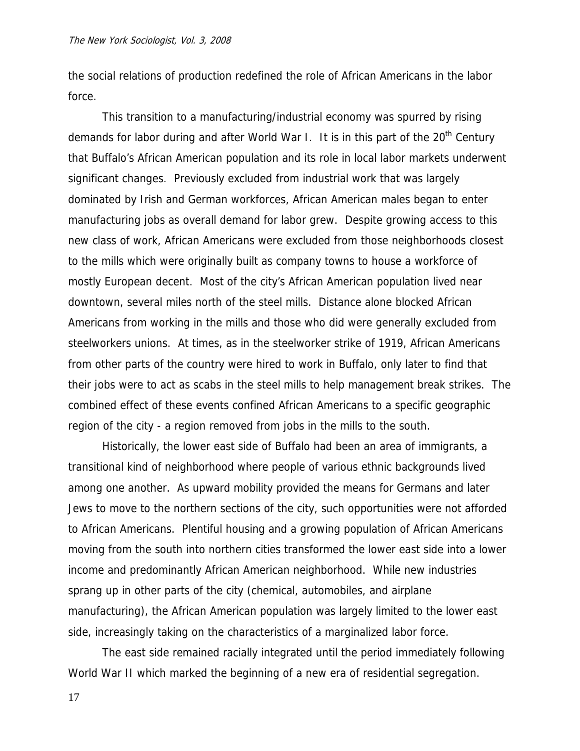the social relations of production redefined the role of African Americans in the labor force.

This transition to a manufacturing/industrial economy was spurred by rising demands for labor during and after World War I. It is in this part of the 20th Century that Buffalo's African American population and its role in local labor markets underwent significant changes. Previously excluded from industrial work that was largely dominated by Irish and German workforces, African American males began to enter manufacturing jobs as overall demand for labor grew. Despite growing access to this new class of work, African Americans were excluded from those neighborhoods closest to the mills which were originally built as company towns to house a workforce of mostly European decent. Most of the city's African American population lived near downtown, several miles north of the steel mills. Distance alone blocked African Americans from working in the mills and those who did were generally excluded from steelworkers unions. At times, as in the steelworker strike of 1919, African Americans from other parts of the country were hired to work in Buffalo, only later to find that their jobs were to act as scabs in the steel mills to help management break strikes. The combined effect of these events confined African Americans to a specific geographic region of the city - a region removed from jobs in the mills to the south.

Historically, the lower east side of Buffalo had been an area of immigrants, a transitional kind of neighborhood where people of various ethnic backgrounds lived among one another. As upward mobility provided the means for Germans and later Jews to move to the northern sections of the city, such opportunities were not afforded to African Americans. Plentiful housing and a growing population of African Americans moving from the south into northern cities transformed the lower east side into a lower income and predominantly African American neighborhood. While new industries sprang up in other parts of the city (chemical, automobiles, and airplane manufacturing), the African American population was largely limited to the lower east side, increasingly taking on the characteristics of a marginalized labor force.

The east side remained racially integrated until the period immediately following World War II which marked the beginning of a new era of residential segregation.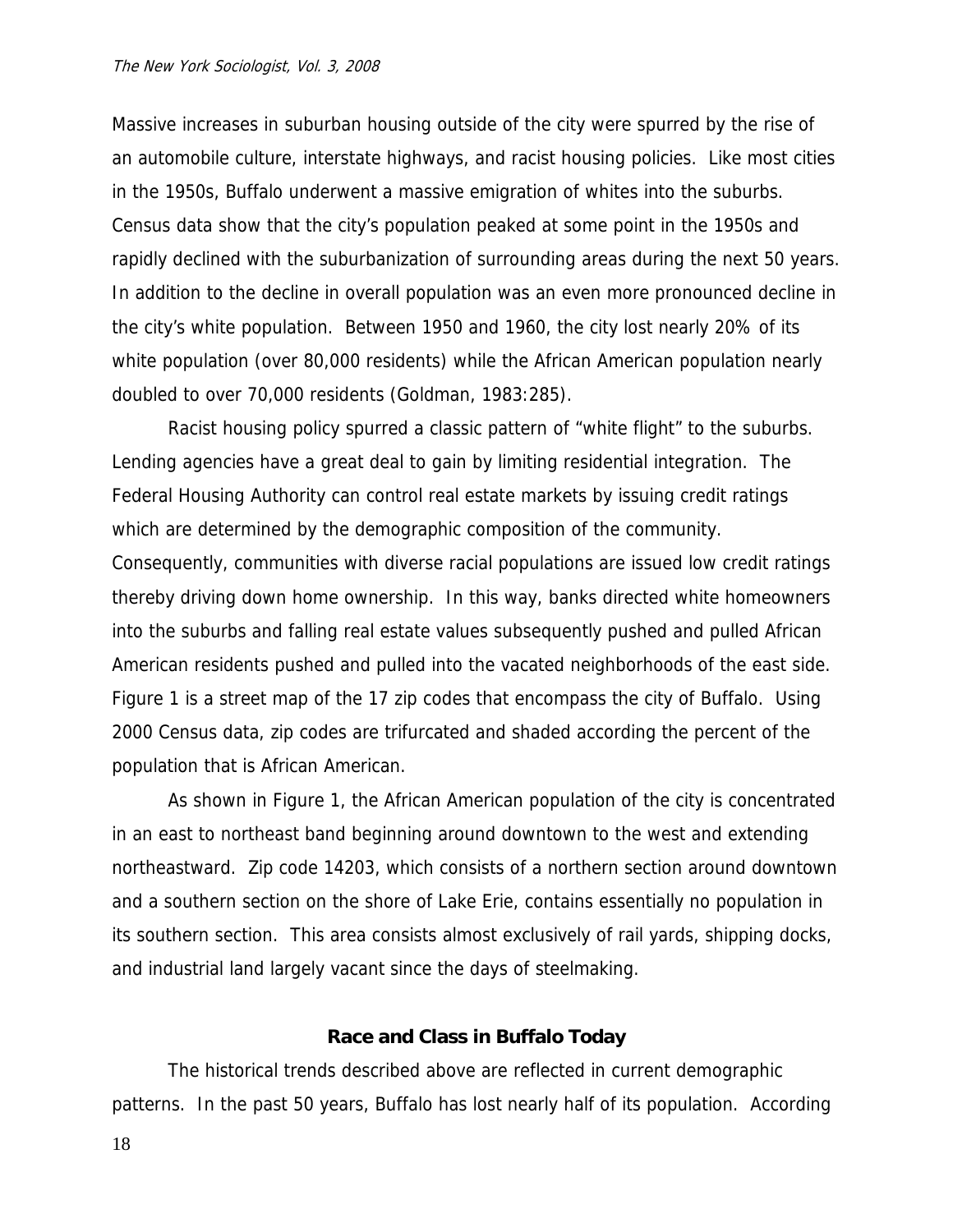Massive increases in suburban housing outside of the city were spurred by the rise of an automobile culture, interstate highways, and racist housing policies. Like most cities in the 1950s, Buffalo underwent a massive emigration of whites into the suburbs. Census data show that the city's population peaked at some point in the 1950s and rapidly declined with the suburbanization of surrounding areas during the next 50 years. In addition to the decline in overall population was an even more pronounced decline in the city's white population. Between 1950 and 1960, the city lost nearly 20% of its white population (over 80,000 residents) while the African American population nearly doubled to over 70,000 residents (Goldman, 1983:285).

Racist housing policy spurred a classic pattern of "white flight" to the suburbs. Lending agencies have a great deal to gain by limiting residential integration. The Federal Housing Authority can control real estate markets by issuing credit ratings which are determined by the demographic composition of the community. Consequently, communities with diverse racial populations are issued low credit ratings thereby driving down home ownership. In this way, banks directed white homeowners into the suburbs and falling real estate values subsequently pushed and pulled African American residents pushed and pulled into the vacated neighborhoods of the east side. Figure 1 is a street map of the 17 zip codes that encompass the city of Buffalo. Using 2000 Census data, zip codes are trifurcated and shaded according the percent of the population that is African American.

As shown in Figure 1, the African American population of the city is concentrated in an east to northeast band beginning around downtown to the west and extending northeastward. Zip code 14203, which consists of a northern section around downtown and a southern section on the shore of Lake Erie, contains essentially no population in its southern section. This area consists almost exclusively of rail yards, shipping docks, and industrial land largely vacant since the days of steelmaking.

## Race and Class in Buffalo Today

The historical trends described above are reflected in current demographic patterns. In the past 50 years, Buffalo has lost nearly half of its population. According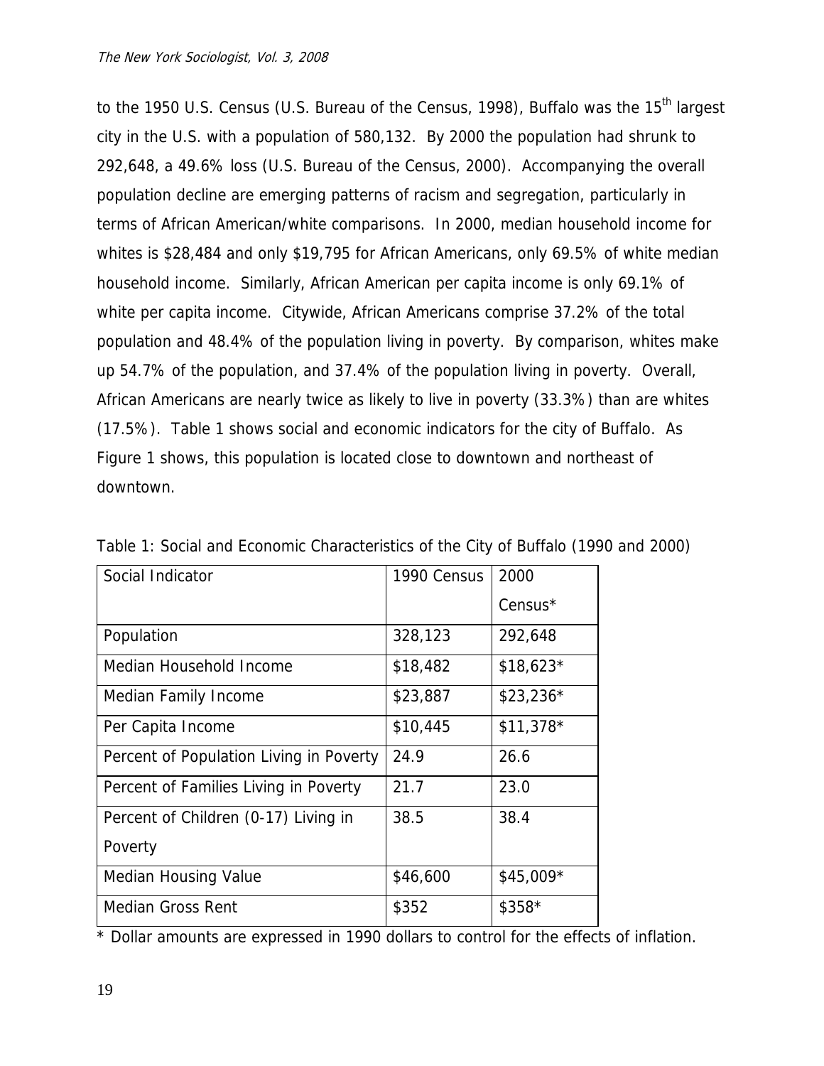to the 1950 U.S. Census (U.S. Bureau of the Census, 1998), Buffalo was the 15th largest city in the U.S. with a population of 580,132. By 2000 the population had shrunk to 292,648, a 49.6% loss (U.S. Bureau of the Census, 2000). Accompanying the overall population decline are emerging patterns of racism and segregation, particularly in terms of African American/white comparisons. In 2000, median household income for whites is $28,484 and only $19,795 for African Americans, only 69.5% of white median household income. Similarly, African American per capita income is only 69.1% of white per capita income. Citywide, African Americans comprise 37.2% of the total population and 48.4% of the population living in poverty. By comparison, whites make up 54.7% of the population, and 37.4% of the population living in poverty. Overall, African Americans are nearly twice as likely to live in poverty (33.3%) than are whites (17.5%). Table 1 shows social and economic indicators for the city of Buffalo. As Figure 1 shows, this population is located close to downtown and northeast of downtown.

Table 1: Social and Economic Characteristics of the City of Buffalo (1990 and 2000)

| Social Indicator | 1990 Census | 2000 Census* |
|---|---|---|
| Population | 328,123 | 292,648 |
| Median Household Income | $18,482 | $18,623* |
| Median Family Income | $23,887 | $23,236* |
| Per Capita Income | $10,445 | $11,378* |
| Percent of Population Living in Poverty | 24.9 | 26.6 |
| Percent of Families Living in Poverty | 21.7 | 23.0 |
| Percent of Children (0-17) Living in Poverty | 38.5 | 38.4 |
| Median Housing Value | $46,600 | $45,009* |
| Median Gross Rent | $352 | $358* |

* Dollar amounts are expressed in 1990 dollars to control for the effects of inflation.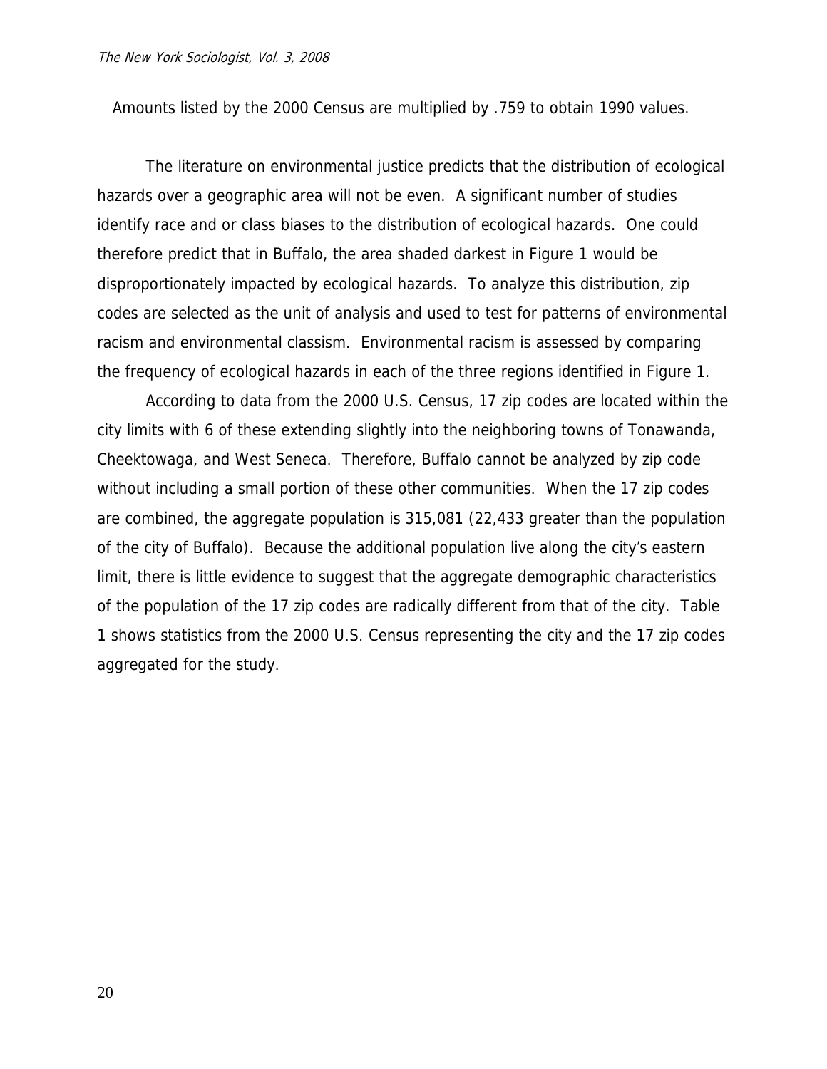Amounts listed by the 2000 Census are multiplied by .759 to obtain 1990 values.

The literature on environmental justice predicts that the distribution of ecological hazards over a geographic area will not be even. A significant number of studies identify race and or class biases to the distribution of ecological hazards. One could therefore predict that in Buffalo, the area shaded darkest in Figure 1 would be disproportionately impacted by ecological hazards. To analyze this distribution, zip codes are selected as the unit of analysis and used to test for patterns of environmental racism and environmental classism. Environmental racism is assessed by comparing the frequency of ecological hazards in each of the three regions identified in Figure 1.

According to data from the 2000 U.S. Census, 17 zip codes are located within the city limits with 6 of these extending slightly into the neighboring towns of Tonawanda, Cheektowaga, and West Seneca. Therefore, Buffalo cannot be analyzed by zip code without including a small portion of these other communities. When the 17 zip codes are combined, the aggregate population is 315,081 (22,433 greater than the population of the city of Buffalo). Because the additional population live along the city's eastern limit, there is little evidence to suggest that the aggregate demographic characteristics of the population of the 17 zip codes are radically different from that of the city. Table 1 shows statistics from the 2000 U.S. Census representing the city and the 17 zip codes aggregated for the study.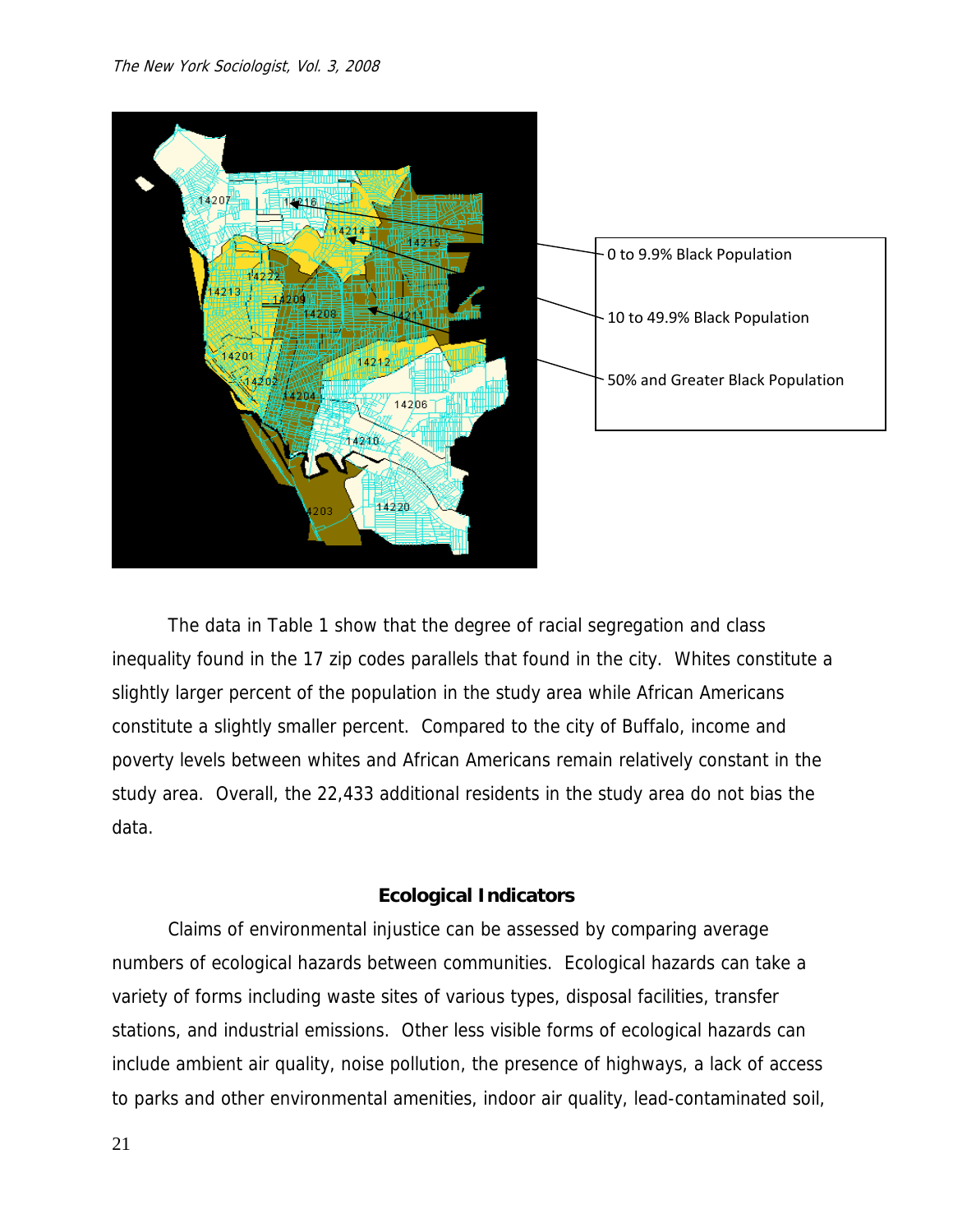0 to 9.9% Black Population

10 to 49.9% Black Population

50% and Greater Black Population

The data in Table 1 show that the degree of racial segregation and class inequality found in the 17 zip codes parallels that found in the city. Whites constitute a slightly larger percent of the population in the study area while African Americans constitute a slightly smaller percent. Compared to the city of Buffalo, income and poverty levels between whites and African Americans remain relatively constant in the study area. Overall, the 22,433 additional residents in the study area do not bias the data.

## Ecological Indicators

Claims of environmental injustice can be assessed by comparing average numbers of ecological hazards between communities. Ecological hazards can take a variety of forms including waste sites of various types, disposal facilities, transfer stations, and industrial emissions. Other less visible forms of ecological hazards can include ambient air quality, noise pollution, the presence of highways, a lack of access to parks and other environmental amenities, indoor air quality, lead-contaminated soil,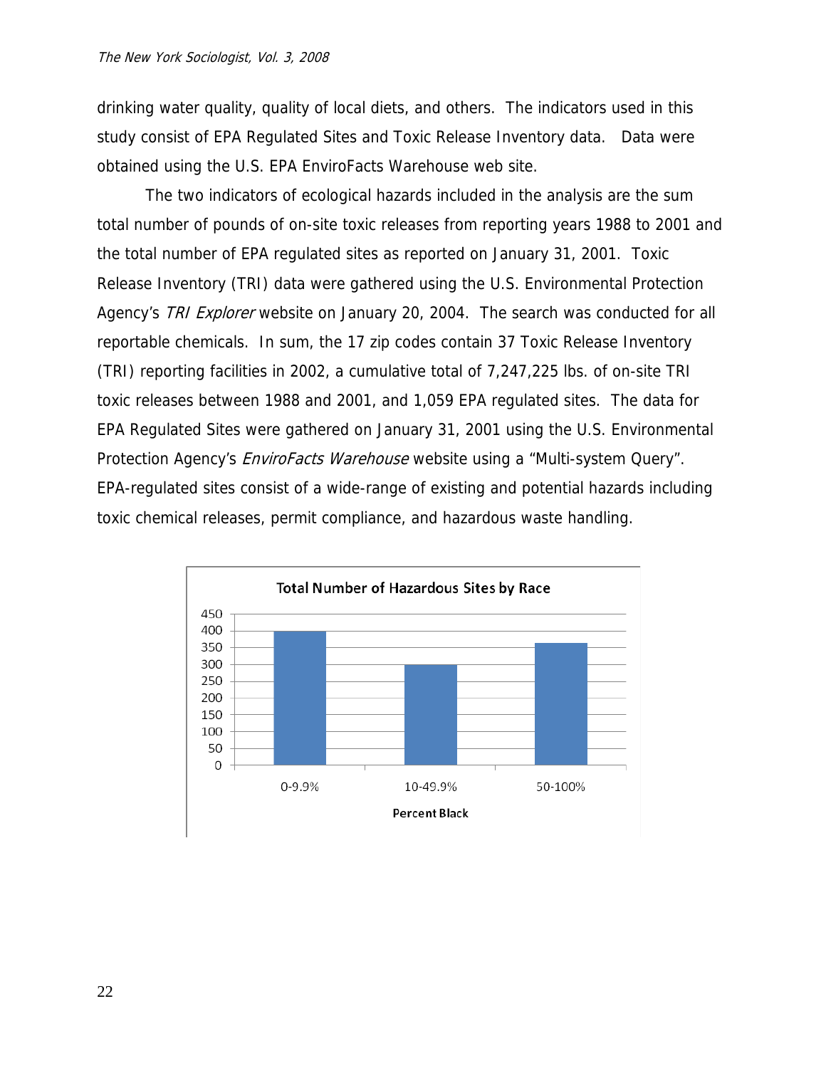drinking water quality, quality of local diets, and others. The indicators used in this study consist of EPA Regulated Sites and Toxic Release Inventory data. Data were obtained using the U.S. EPA EnviroFacts Warehouse web site.

The two indicators of ecological hazards included in the analysis are the sum total number of pounds of on-site toxic releases from reporting years 1988 to 2001 and the total number of EPA regulated sites as reported on January 31, 2001. Toxic Release Inventory (TRI) data were gathered using the U.S. Environmental Protection Agency's *TRI Explorer* website on January 20, 2004. The search was conducted for all reportable chemicals. In sum, the 17 zip codes contain 37 Toxic Release Inventory (TRI) reporting facilities in 2002, a cumulative total of 7,247,225 lbs. of on-site TRI toxic releases between 1988 and 2001, and 1,059 EPA regulated sites. The data for EPA Regulated Sites were gathered on January 31, 2001 using the U.S. Environmental Protection Agency's *EnviroFacts Warehouse* website using a "Multi-system Query". EPA-regulated sites consist of a wide-range of existing and potential hazards including toxic chemical releases, permit compliance, and hazardous waste handling.

**Total Number of Hazardous Sites by Race**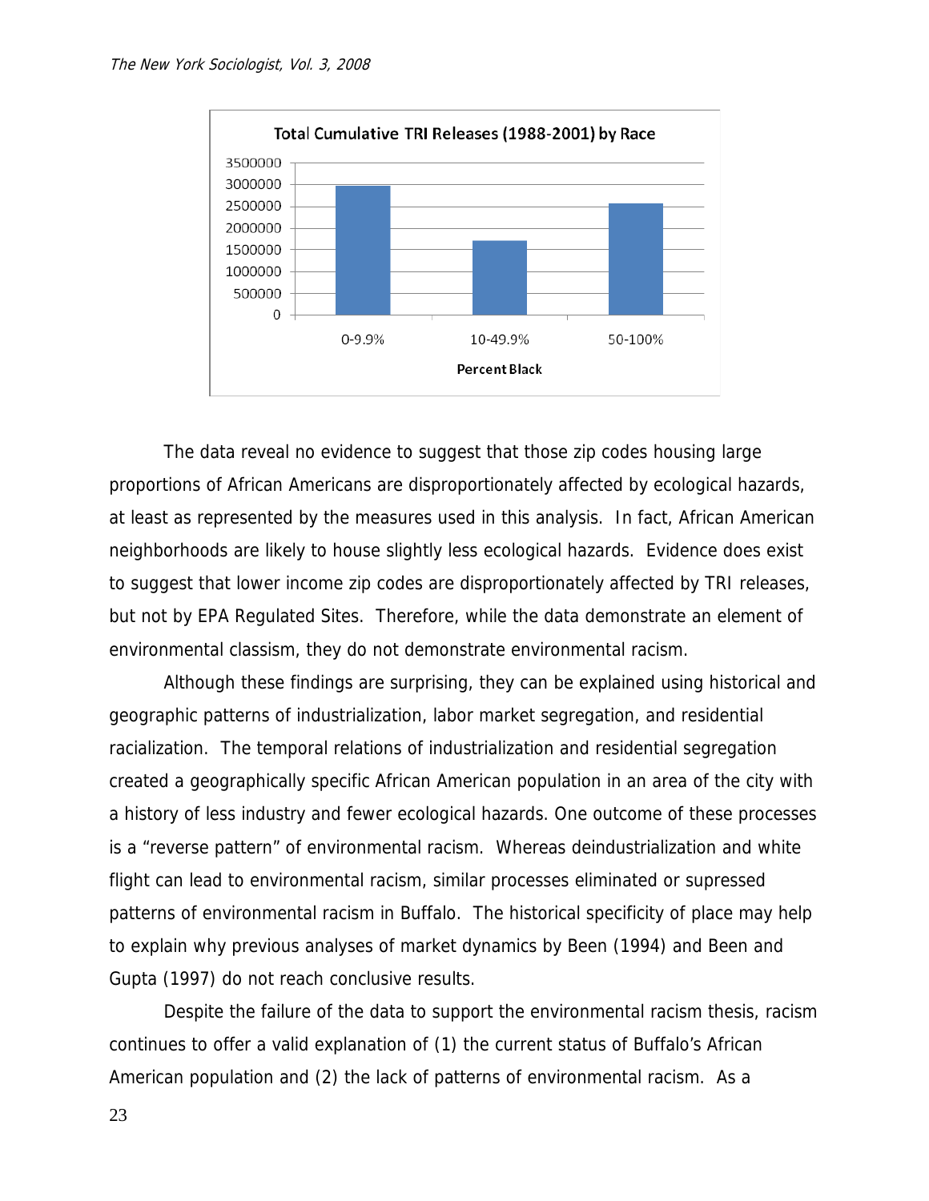Total Cumulative TRI Releases (1988-2001) by Race

The data reveal no evidence to suggest that those zip codes housing large proportions of African Americans are disproportionately affected by ecological hazards, at least as represented by the measures used in this analysis. In fact, African American neighborhoods are likely to house slightly less ecological hazards. Evidence does exist to suggest that lower income zip codes are disproportionately affected by TRI releases, but not by EPA Regulated Sites. Therefore, while the data demonstrate an element of environmental classism, they do not demonstrate environmental racism.

Although these findings are surprising, they can be explained using historical and geographic patterns of industrialization, labor market segregation, and residential racialization. The temporal relations of industrialization and residential segregation created a geographically specific African American population in an area of the city with a history of less industry and fewer ecological hazards. One outcome of these processes is a "reverse pattern" of environmental racism. Whereas deindustrialization and white flight can lead to environmental racism, similar processes eliminated or supressed patterns of environmental racism in Buffalo. The historical specificity of place may help to explain why previous analyses of market dynamics by Been (1994) and Been and Gupta (1997) do not reach conclusive results.

Despite the failure of the data to support the environmental racism thesis, racism continues to offer a valid explanation of (1) the current status of Buffalo's African American population and (2) the lack of patterns of environmental racism. As a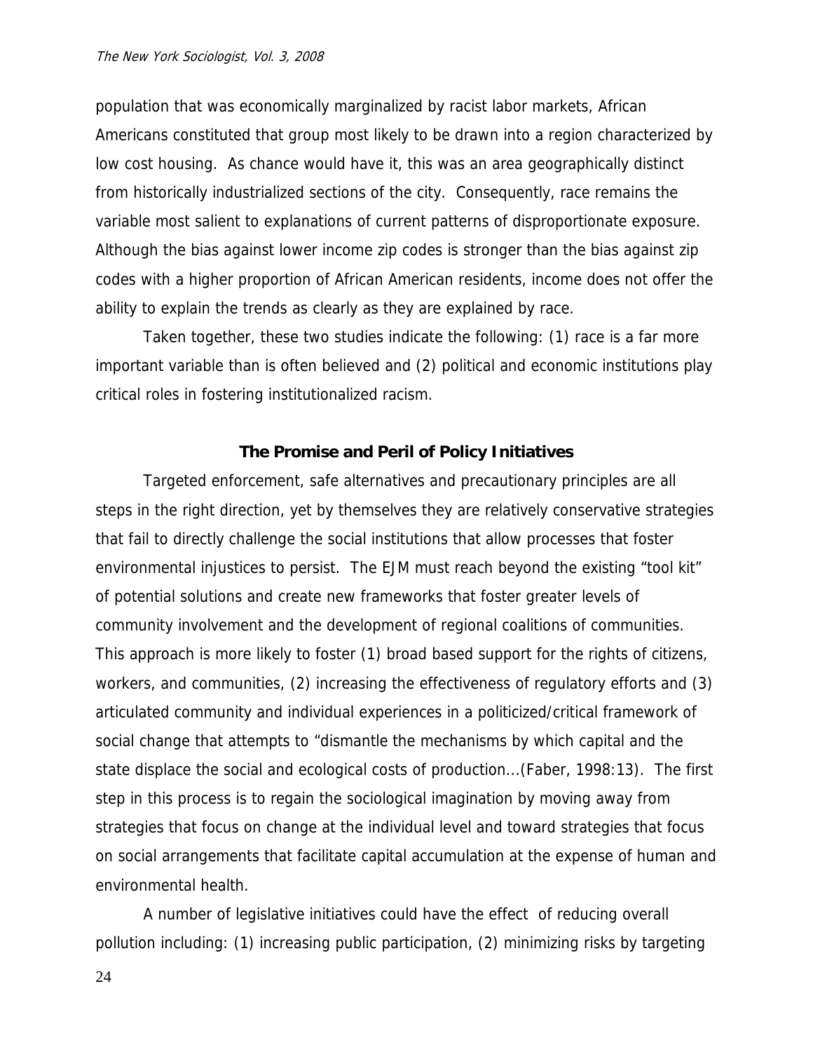population that was economically marginalized by racist labor markets, African Americans constituted that group most likely to be drawn into a region characterized by low cost housing. As chance would have it, this was an area geographically distinct from historically industrialized sections of the city. Consequently, race remains the variable most salient to explanations of current patterns of disproportionate exposure. Although the bias against lower income zip codes is stronger than the bias against zip codes with a higher proportion of African American residents, income does not offer the ability to explain the trends as clearly as they are explained by race.

Taken together, these two studies indicate the following: (1) race is a far more important variable than is often believed and (2) political and economic institutions play critical roles in fostering institutionalized racism.

## The Promise and Peril of Policy Initiatives

Targeted enforcement, safe alternatives and precautionary principles are all steps in the right direction, yet by themselves they are relatively conservative strategies that fail to directly challenge the social institutions that allow processes that foster environmental injustices to persist. The EJM must reach beyond the existing "tool kit" of potential solutions and create new frameworks that foster greater levels of community involvement and the development of regional coalitions of communities. This approach is more likely to foster (1) broad based support for the rights of citizens, workers, and communities, (2) increasing the effectiveness of regulatory efforts and (3) articulated community and individual experiences in a politicized/critical framework of social change that attempts to "dismantle the mechanisms by which capital and the state displace the social and ecological costs of production...(Faber, 1998:13). The first step in this process is to regain the sociological imagination by moving away from strategies that focus on change at the individual level and toward strategies that focus on social arrangements that facilitate capital accumulation at the expense of human and environmental health.

A number of legislative initiatives could have the effect of reducing overall pollution including: (1) increasing public participation, (2) minimizing risks by targeting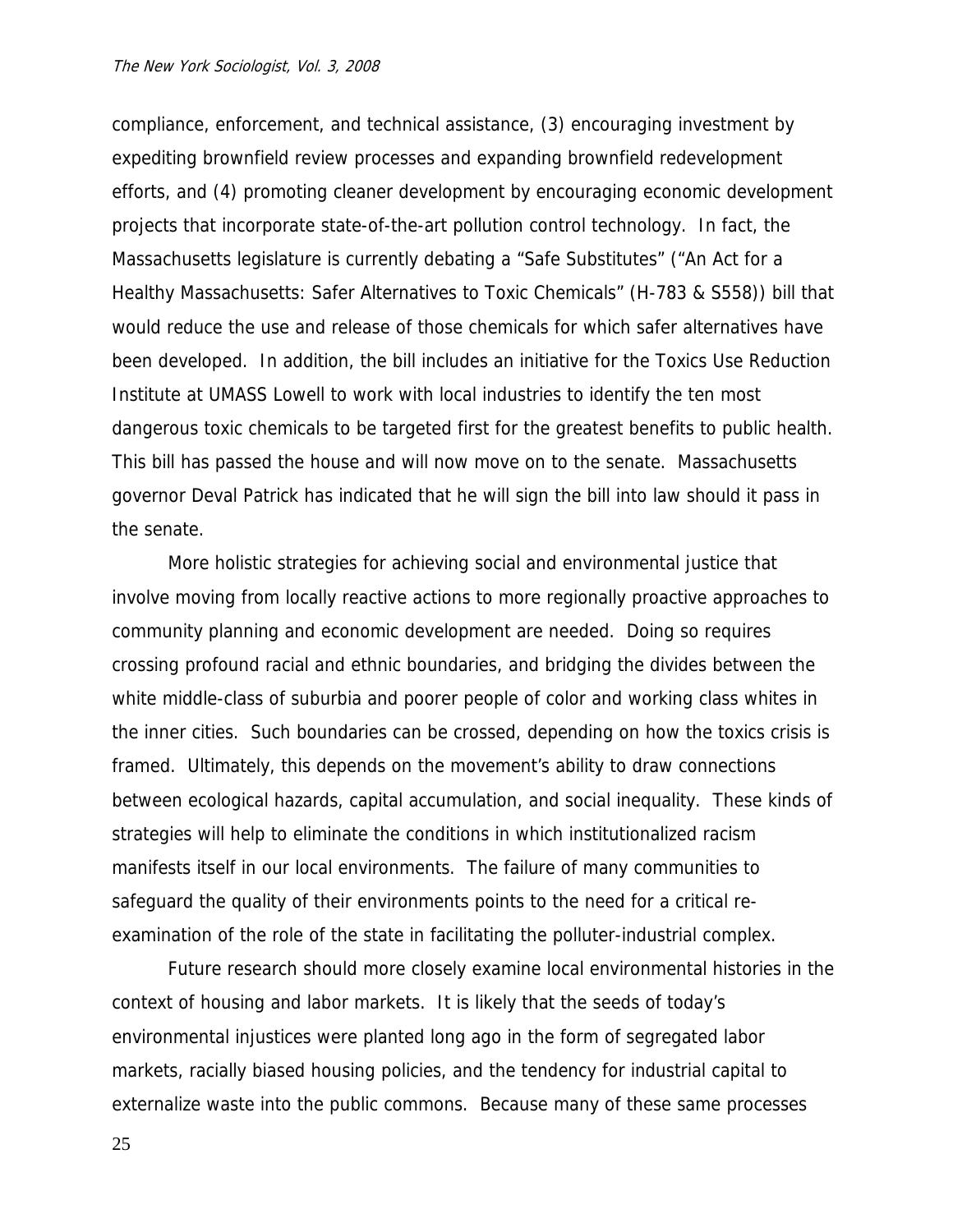compliance, enforcement, and technical assistance, (3) encouraging investment by expediting brownfield review processes and expanding brownfield redevelopment efforts, and (4) promoting cleaner development by encouraging economic development projects that incorporate state-of-the-art pollution control technology. In fact, the Massachusetts legislature is currently debating a "Safe Substitutes" ("An Act for a Healthy Massachusetts: Safer Alternatives to Toxic Chemicals" (H-783 & S558)) bill that would reduce the use and release of those chemicals for which safer alternatives have been developed. In addition, the bill includes an initiative for the Toxics Use Reduction Institute at UMASS Lowell to work with local industries to identify the ten most dangerous toxic chemicals to be targeted first for the greatest benefits to public health. This bill has passed the house and will now move on to the senate. Massachusetts governor Deval Patrick has indicated that he will sign the bill into law should it pass in the senate.

More holistic strategies for achieving social and environmental justice that involve moving from locally reactive actions to more regionally proactive approaches to community planning and economic development are needed. Doing so requires crossing profound racial and ethnic boundaries, and bridging the divides between the white middle-class of suburbia and poorer people of color and working class whites in the inner cities. Such boundaries can be crossed, depending on how the toxics crisis is framed. Ultimately, this depends on the movement's ability to draw connections between ecological hazards, capital accumulation, and social inequality. These kinds of strategies will help to eliminate the conditions in which institutionalized racism manifests itself in our local environments. The failure of many communities to safeguard the quality of their environments points to the need for a critical re-examination of the role of the state in facilitating the polluter-industrial complex.

Future research should more closely examine local environmental histories in the context of housing and labor markets. It is likely that the seeds of today's environmental injustices were planted long ago in the form of segregated labor markets, racially biased housing policies, and the tendency for industrial capital to externalize waste into the public commons. Because many of these same processes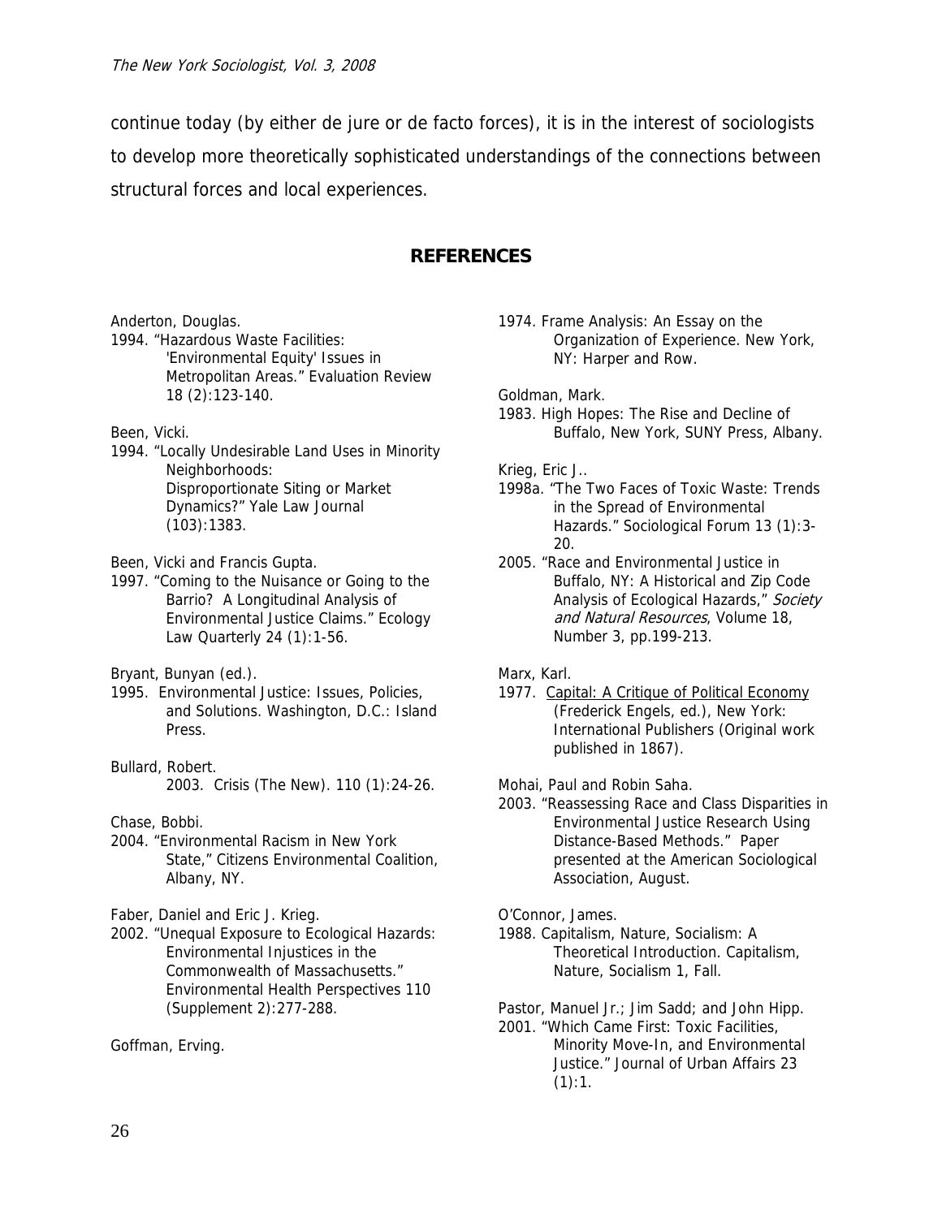continue today (by either de jure or de facto forces), it is in the interest of sociologists to develop more theoretically sophisticated understandings of the connections between structural forces and local experiences.

## REFERENCES

Anderton, Douglas.
1994. "Hazardous Waste Facilities: 'Environmental Equity' Issues in Metropolitan Areas." Evaluation Review 18 (2):123-140.

Been, Vicki.
1994. "Locally Undesirable Land Uses in Minority Neighborhoods: Disproportionate Siting or Market Dynamics?" Yale Law Journal (103):1383.

Been, Vicki and Francis Gupta.
1997. "Coming to the Nuisance or Going to the Barrio? A Longitudinal Analysis of Environmental Justice Claims." Ecology Law Quarterly 24 (1):1-56.

Bryant, Bunyan (ed.).
1995. Environmental Justice: Issues, Policies, and Solutions. Washington, D.C.: Island Press.

Bullard, Robert.
2003. Crisis (The New). 110 (1):24-26.

Chase, Bobbi.
2004. "Environmental Racism in New York State," Citizens Environmental Coalition, Albany, NY.

Faber, Daniel and Eric J. Krieg.
2002. "Unequal Exposure to Ecological Hazards: Environmental Injustices in the Commonwealth of Massachusetts." Environmental Health Perspectives 110 (Supplement 2):277-288.

Goffman, Erving.
1974. Frame Analysis: An Essay on the Organization of Experience. New York, NY: Harper and Row.

Goldman, Mark.
1983. High Hopes: The Rise and Decline of Buffalo, New York, SUNY Press, Albany.

Krieg, Eric J..
1998a. "The Two Faces of Toxic Waste: Trends in the Spread of Environmental Hazards." Sociological Forum 13 (1):3-20.
2005. "Race and Environmental Justice in Buffalo, NY: A Historical and Zip Code Analysis of Ecological Hazards," *Society and Natural Resources*, Volume 18, Number 3, pp.199-213.

Marx, Karl.
1977. Capital: A Critique of Political Economy (Frederick Engels, ed.), New York: International Publishers (Original work published in 1867).

Mohai, Paul and Robin Saha.
2003. "Reassessing Race and Class Disparities in Environmental Justice Research Using Distance-Based Methods." Paper presented at the American Sociological Association, August.

O'Connor, James.
1988. Capitalism, Nature, Socialism: A Theoretical Introduction. Capitalism, Nature, Socialism 1, Fall.

Pastor, Manuel Jr.; Jim Sadd; and John Hipp.
2001. "Which Came First: Toxic Facilities, Minority Move-In, and Environmental Justice." Journal of Urban Affairs 23 (1):1.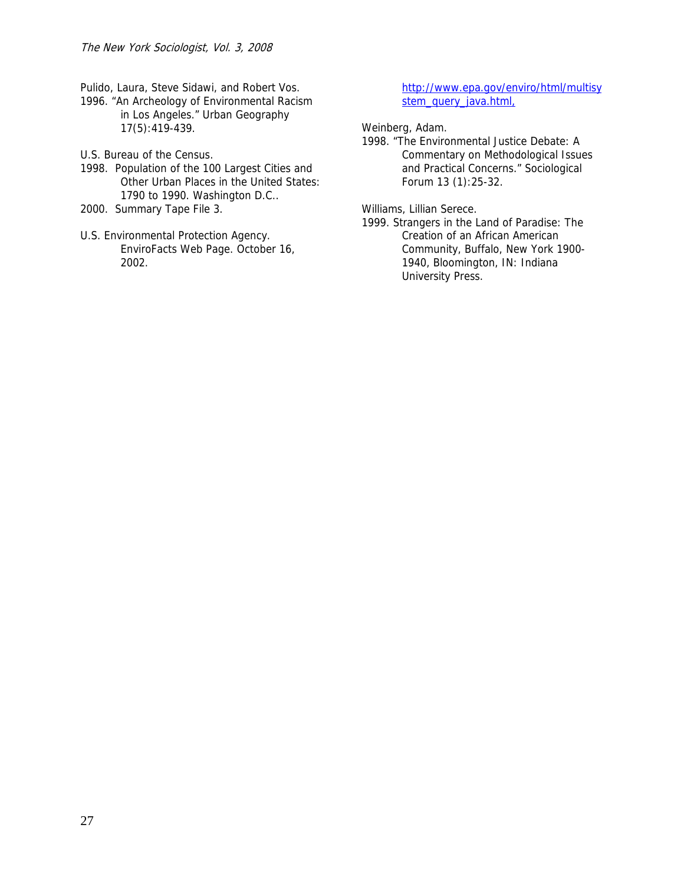Pulido, Laura, Steve Sidawi, and Robert Vos.
1996. "An Archeology of Environmental Racism in Los Angeles." Urban Geography 17(5):419-439.

U.S. Bureau of the Census.
1998. Population of the 100 Largest Cities and Other Urban Places in the United States: 1790 to 1990. Washington D.C..
2000. Summary Tape File 3.

U.S. Environmental Protection Agency.
EnviroFacts Web Page. October 16, 2002.
http://www.epa.gov/enviro/html/multisystem_query_java.html,

Weinberg, Adam.
1998. "The Environmental Justice Debate: A Commentary on Methodological Issues and Practical Concerns." Sociological Forum 13 (1):25-32.

Williams, Lillian Serece.
1999. Strangers in the Land of Paradise: The Creation of an African American Community, Buffalo, New York 1900-1940, Bloomington, IN: Indiana University Press.